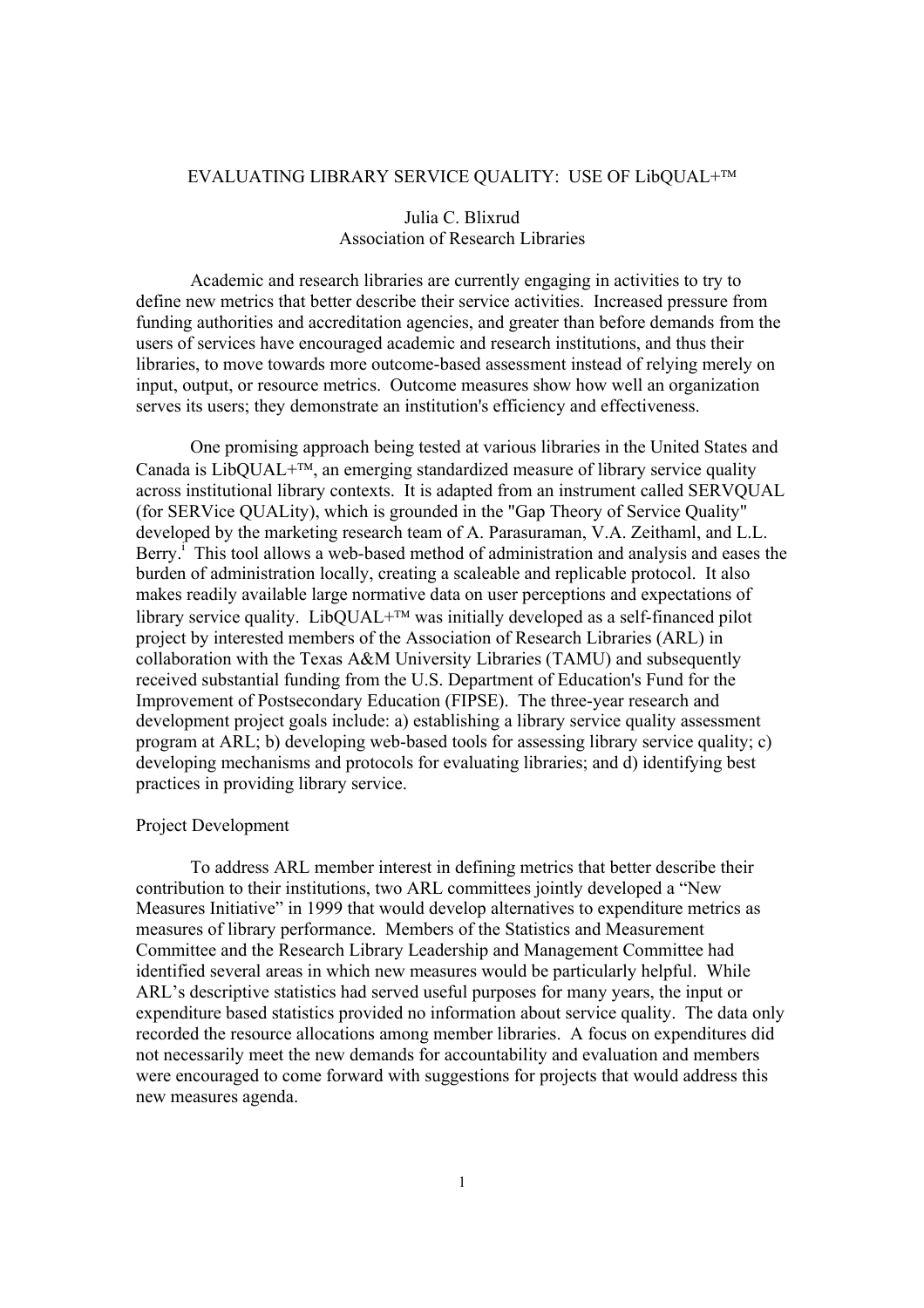# EVALUATING LIBRARY SERVICE QUALITY: USE OF LibQUAL+™

Julia C. Blixrud
Association of Research Libraries

Academic and research libraries are currently engaging in activities to try to define new metrics that better describe their service activities. Increased pressure from funding authorities and accreditation agencies, and greater than before demands from the users of services have encouraged academic and research institutions, and thus their libraries, to move towards more outcome-based assessment instead of relying merely on input, output, or resource metrics. Outcome measures show how well an organization serves its users; they demonstrate an institution's efficiency and effectiveness.

One promising approach being tested at various libraries in the United States and Canada is LibQUAL+™, an emerging standardized measure of library service quality across institutional library contexts. It is adapted from an instrument called SERVQUAL (for SERVice QUALity), which is grounded in the "Gap Theory of Service Quality" developed by the marketing research team of A. Parasuraman, V.A. Zeithaml, and L.L. Berry.[1] This tool allows a web-based method of administration and analysis and eases the burden of administration locally, creating a scaleable and replicable protocol. It also makes readily available large normative data on user perceptions and expectations of library service quality. LibQUAL+™ was initially developed as a self-financed pilot project by interested members of the Association of Research Libraries (ARL) in collaboration with the Texas A&M University Libraries (TAMU) and subsequently received substantial funding from the U.S. Department of Education's Fund for the Improvement of Postsecondary Education (FIPSE). The three-year research and development project goals include: a) establishing a library service quality assessment program at ARL; b) developing web-based tools for assessing library service quality; c) developing mechanisms and protocols for evaluating libraries; and d) identifying best practices in providing library service.

## Project Development

To address ARL member interest in defining metrics that better describe their contribution to their institutions, two ARL committees jointly developed a "New Measures Initiative" in 1999 that would develop alternatives to expenditure metrics as measures of library performance. Members of the Statistics and Measurement Committee and the Research Library Leadership and Management Committee had identified several areas in which new measures would be particularly helpful. While ARL's descriptive statistics had served useful purposes for many years, the input or expenditure based statistics provided no information about service quality. The data only recorded the resource allocations among member libraries. A focus on expenditures did not necessarily meet the new demands for accountability and evaluation and members were encouraged to come forward with suggestions for projects that would address this new measures agenda.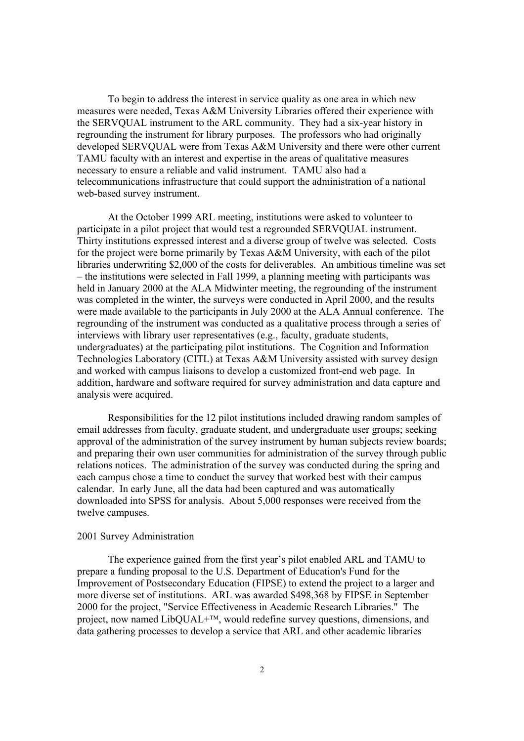To begin to address the interest in service quality as one area in which new measures were needed, Texas A&M University Libraries offered their experience with the SERVQUAL instrument to the ARL community. They had a six-year history in regrounding the instrument for library purposes. The professors who had originally developed SERVQUAL were from Texas A&M University and there were other current TAMU faculty with an interest and expertise in the areas of qualitative measures necessary to ensure a reliable and valid instrument. TAMU also had a telecommunications infrastructure that could support the administration of a national web-based survey instrument.

At the October 1999 ARL meeting, institutions were asked to volunteer to participate in a pilot project that would test a regrounded SERVQUAL instrument. Thirty institutions expressed interest and a diverse group of twelve was selected. Costs for the project were borne primarily by Texas A&M University, with each of the pilot libraries underwriting $2,000 of the costs for deliverables. An ambitious timeline was set – the institutions were selected in Fall 1999, a planning meeting with participants was held in January 2000 at the ALA Midwinter meeting, the regrounding of the instrument was completed in the winter, the surveys were conducted in April 2000, and the results were made available to the participants in July 2000 at the ALA Annual conference. The regrounding of the instrument was conducted as a qualitative process through a series of interviews with library user representatives (e.g., faculty, graduate students, undergraduates) at the participating pilot institutions. The Cognition and Information Technologies Laboratory (CITL) at Texas A&M University assisted with survey design and worked with campus liaisons to develop a customized front-end web page. In addition, hardware and software required for survey administration and data capture and analysis were acquired.

Responsibilities for the 12 pilot institutions included drawing random samples of email addresses from faculty, graduate student, and undergraduate user groups; seeking approval of the administration of the survey instrument by human subjects review boards; and preparing their own user communities for administration of the survey through public relations notices. The administration of the survey was conducted during the spring and each campus chose a time to conduct the survey that worked best with their campus calendar. In early June, all the data had been captured and was automatically downloaded into SPSS for analysis. About 5,000 responses were received from the twelve campuses.

## 2001 Survey Administration

The experience gained from the first year's pilot enabled ARL and TAMU to prepare a funding proposal to the U.S. Department of Education's Fund for the Improvement of Postsecondary Education (FIPSE) to extend the project to a larger and more diverse set of institutions. ARL was awarded $498,368 by FIPSE in September 2000 for the project, "Service Effectiveness in Academic Research Libraries." The project, now named LibQUAL+™, would redefine survey questions, dimensions, and data gathering processes to develop a service that ARL and other academic libraries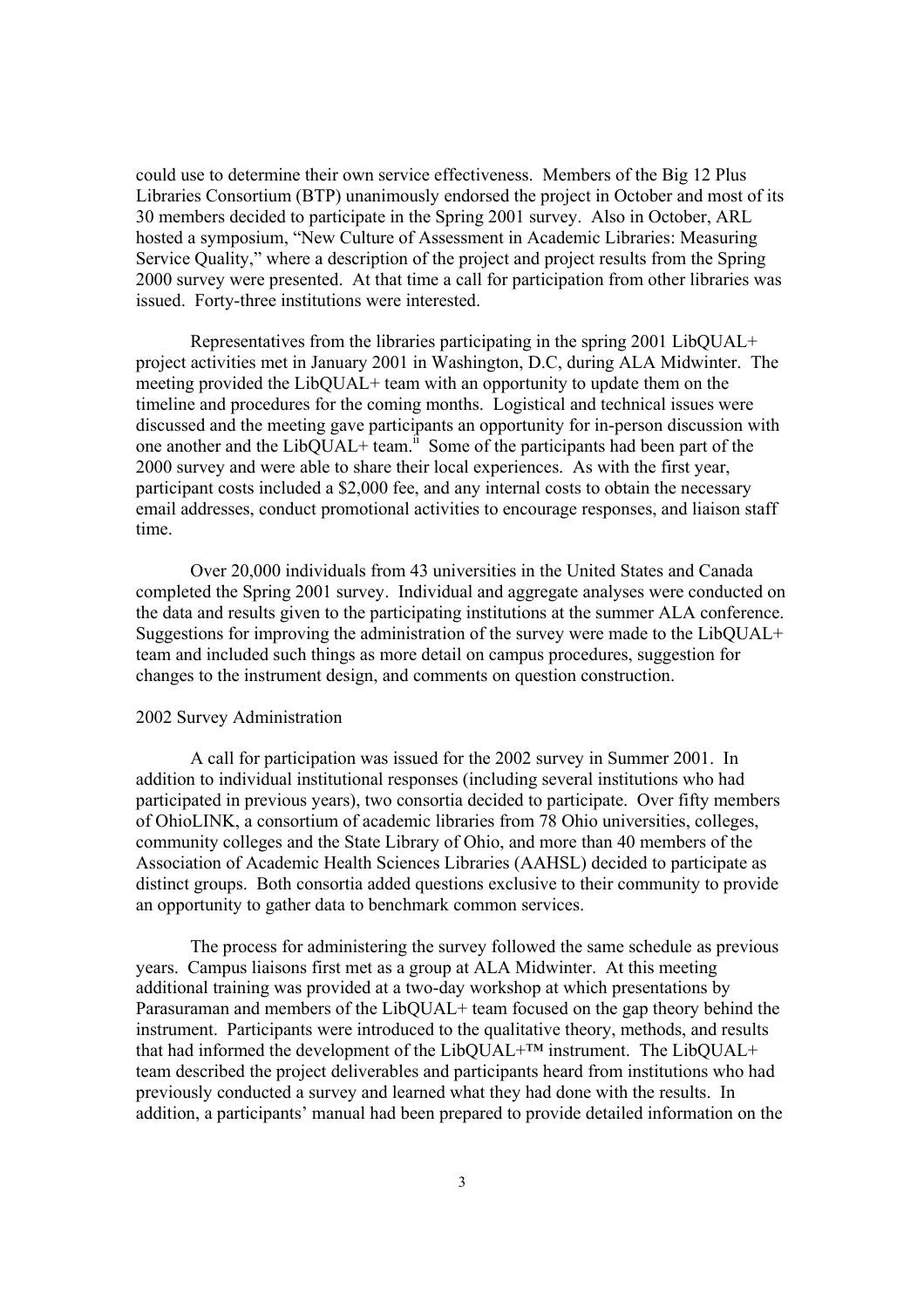could use to determine their own service effectiveness. Members of the Big 12 Plus Libraries Consortium (BTP) unanimously endorsed the project in October and most of its 30 members decided to participate in the Spring 2001 survey. Also in October, ARL hosted a symposium, "New Culture of Assessment in Academic Libraries: Measuring Service Quality," where a description of the project and project results from the Spring 2000 survey were presented. At that time a call for participation from other libraries was issued. Forty-three institutions were interested.

Representatives from the libraries participating in the spring 2001 LibQUAL+ project activities met in January 2001 in Washington, D.C, during ALA Midwinter. The meeting provided the LibQUAL+ team with an opportunity to update them on the timeline and procedures for the coming months. Logistical and technical issues were discussed and the meeting gave participants an opportunity for in-person discussion with one another and the LibQUAL+ team.[ii] Some of the participants had been part of the 2000 survey and were able to share their local experiences. As with the first year, participant costs included a $2,000 fee, and any internal costs to obtain the necessary email addresses, conduct promotional activities to encourage responses, and liaison staff time.

Over 20,000 individuals from 43 universities in the United States and Canada completed the Spring 2001 survey. Individual and aggregate analyses were conducted on the data and results given to the participating institutions at the summer ALA conference. Suggestions for improving the administration of the survey were made to the LibQUAL+ team and included such things as more detail on campus procedures, suggestion for changes to the instrument design, and comments on question construction.

2002 Survey Administration

A call for participation was issued for the 2002 survey in Summer 2001. In addition to individual institutional responses (including several institutions who had participated in previous years), two consortia decided to participate. Over fifty members of OhioLINK, a consortium of academic libraries from 78 Ohio universities, colleges, community colleges and the State Library of Ohio, and more than 40 members of the Association of Academic Health Sciences Libraries (AAHSL) decided to participate as distinct groups. Both consortia added questions exclusive to their community to provide an opportunity to gather data to benchmark common services.

The process for administering the survey followed the same schedule as previous years. Campus liaisons first met as a group at ALA Midwinter. At this meeting additional training was provided at a two-day workshop at which presentations by Parasuraman and members of the LibQUAL+ team focused on the gap theory behind the instrument. Participants were introduced to the qualitative theory, methods, and results that had informed the development of the LibQUAL+™ instrument. The LibQUAL+ team described the project deliverables and participants heard from institutions who had previously conducted a survey and learned what they had done with the results. In addition, a participants' manual had been prepared to provide detailed information on the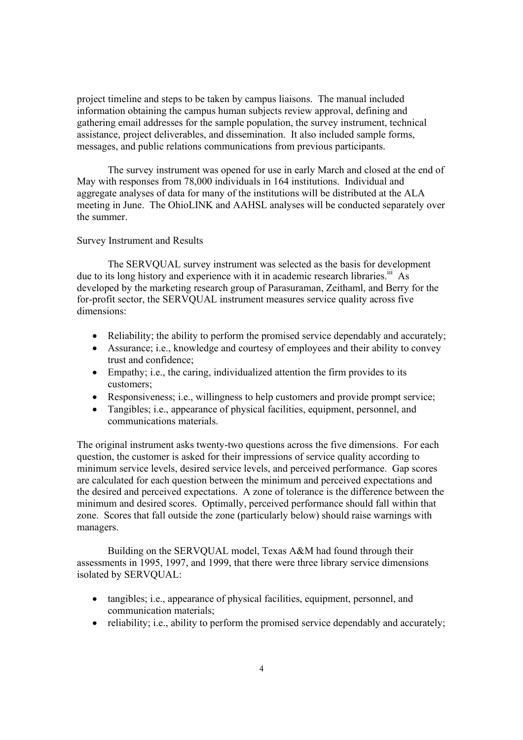project timeline and steps to be taken by campus liaisons. The manual included information obtaining the campus human subjects review approval, defining and gathering email addresses for the sample population, the survey instrument, technical assistance, project deliverables, and dissemination. It also included sample forms, messages, and public relations communications from previous participants.

The survey instrument was opened for use in early March and closed at the end of May with responses from 78,000 individuals in 164 institutions. Individual and aggregate analyses of data for many of the institutions will be distributed at the ALA meeting in June. The OhioLINK and AAHSL analyses will be conducted separately over the summer.

Survey Instrument and Results

The SERVQUAL survey instrument was selected as the basis for development due to its long history and experience with it in academic research libraries.[iii] As developed by the marketing research group of Parasuraman, Zeithaml, and Berry for the for-profit sector, the SERVQUAL instrument measures service quality across five dimensions:

- Reliability; the ability to perform the promised service dependably and accurately;
- Assurance; i.e., knowledge and courtesy of employees and their ability to convey trust and confidence;
- Empathy; i.e., the caring, individualized attention the firm provides to its customers;
- Responsiveness; i.e., willingness to help customers and provide prompt service;
- Tangibles; i.e., appearance of physical facilities, equipment, personnel, and communications materials.

The original instrument asks twenty-two questions across the five dimensions. For each question, the customer is asked for their impressions of service quality according to minimum service levels, desired service levels, and perceived performance. Gap scores are calculated for each question between the minimum and perceived expectations and the desired and perceived expectations. A zone of tolerance is the difference between the minimum and desired scores. Optimally, perceived performance should fall within that zone. Scores that fall outside the zone (particularly below) should raise warnings with managers.

Building on the SERVQUAL model, Texas A&M had found through their assessments in 1995, 1997, and 1999, that there were three library service dimensions isolated by SERVQUAL:

- tangibles; i.e., appearance of physical facilities, equipment, personnel, and communication materials;
- reliability; i.e., ability to perform the promised service dependably and accurately;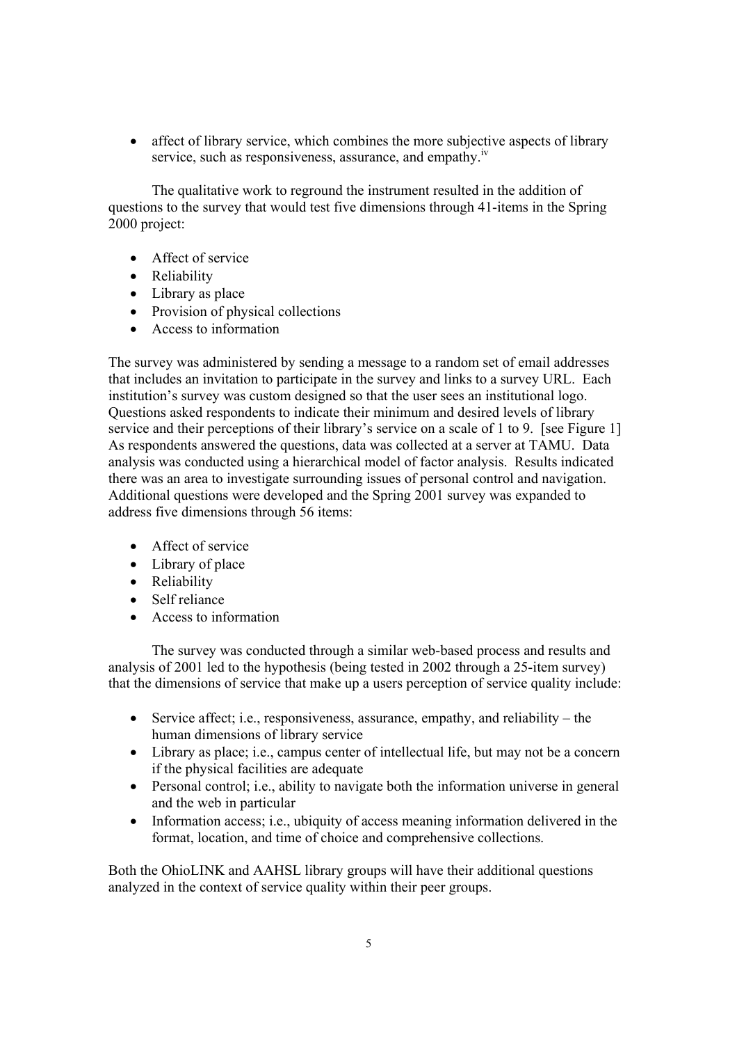- affect of library service, which combines the more subjective aspects of library service, such as responsiveness, assurance, and empathy.[iv]

The qualitative work to reground the instrument resulted in the addition of questions to the survey that would test five dimensions through 41-items in the Spring 2000 project:

- Affect of service
- Reliability
- Library as place
- Provision of physical collections
- Access to information

The survey was administered by sending a message to a random set of email addresses that includes an invitation to participate in the survey and links to a survey URL. Each institution's survey was custom designed so that the user sees an institutional logo. Questions asked respondents to indicate their minimum and desired levels of library service and their perceptions of their library's service on a scale of 1 to 9. [see Figure 1] As respondents answered the questions, data was collected at a server at TAMU. Data analysis was conducted using a hierarchical model of factor analysis. Results indicated there was an area to investigate surrounding issues of personal control and navigation. Additional questions were developed and the Spring 2001 survey was expanded to address five dimensions through 56 items:

- Affect of service
- Library of place
- Reliability
- Self reliance
- Access to information

The survey was conducted through a similar web-based process and results and analysis of 2001 led to the hypothesis (being tested in 2002 through a 25-item survey) that the dimensions of service that make up a users perception of service quality include:

- Service affect; i.e., responsiveness, assurance, empathy, and reliability – the human dimensions of library service
- Library as place; i.e., campus center of intellectual life, but may not be a concern if the physical facilities are adequate
- Personal control; i.e., ability to navigate both the information universe in general and the web in particular
- Information access; i.e., ubiquity of access meaning information delivered in the format, location, and time of choice and comprehensive collections.

Both the OhioLINK and AAHSL library groups will have their additional questions analyzed in the context of service quality within their peer groups.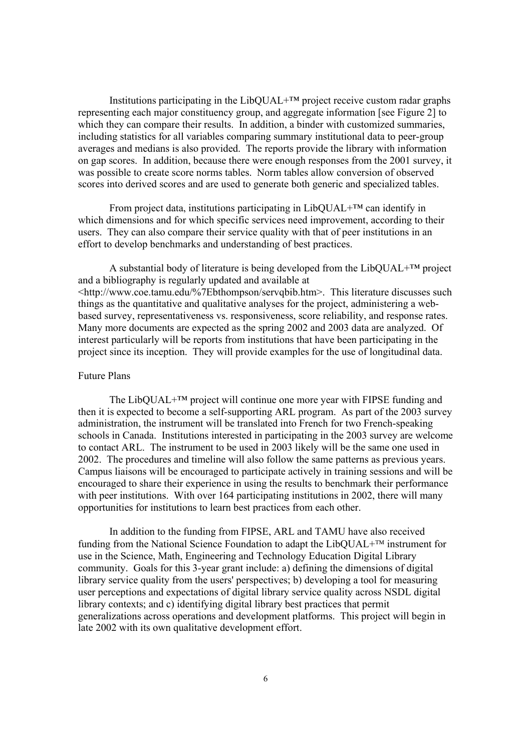Institutions participating in the LibQUAL+™ project receive custom radar graphs representing each major constituency group, and aggregate information [see Figure 2] to which they can compare their results. In addition, a binder with customized summaries, including statistics for all variables comparing summary institutional data to peer-group averages and medians is also provided. The reports provide the library with information on gap scores. In addition, because there were enough responses from the 2001 survey, it was possible to create score norms tables. Norm tables allow conversion of observed scores into derived scores and are used to generate both generic and specialized tables.

From project data, institutions participating in LibQUAL+™ can identify in which dimensions and for which specific services need improvement, according to their users. They can also compare their service quality with that of peer institutions in an effort to develop benchmarks and understanding of best practices.

A substantial body of literature is being developed from the LibQUAL+™ project and a bibliography is regularly updated and available at <http://www.coe.tamu.edu/%7Ebthompson/servqbib.htm>. This literature discusses such things as the quantitative and qualitative analyses for the project, administering a web-based survey, representativeness vs. responsiveness, score reliability, and response rates. Many more documents are expected as the spring 2002 and 2003 data are analyzed. Of interest particularly will be reports from institutions that have been participating in the project since its inception. They will provide examples for the use of longitudinal data.

## Future Plans

The LibQUAL+™ project will continue one more year with FIPSE funding and then it is expected to become a self-supporting ARL program. As part of the 2003 survey administration, the instrument will be translated into French for two French-speaking schools in Canada. Institutions interested in participating in the 2003 survey are welcome to contact ARL. The instrument to be used in 2003 likely will be the same one used in 2002. The procedures and timeline will also follow the same patterns as previous years. Campus liaisons will be encouraged to participate actively in training sessions and will be encouraged to share their experience in using the results to benchmark their performance with peer institutions. With over 164 participating institutions in 2002, there will many opportunities for institutions to learn best practices from each other.

In addition to the funding from FIPSE, ARL and TAMU have also received funding from the National Science Foundation to adapt the LibQUAL+™ instrument for use in the Science, Math, Engineering and Technology Education Digital Library community. Goals for this 3-year grant include: a) defining the dimensions of digital library service quality from the users' perspectives; b) developing a tool for measuring user perceptions and expectations of digital library service quality across NSDL digital library contexts; and c) identifying digital library best practices that permit generalizations across operations and development platforms. This project will begin in late 2002 with its own qualitative development effort.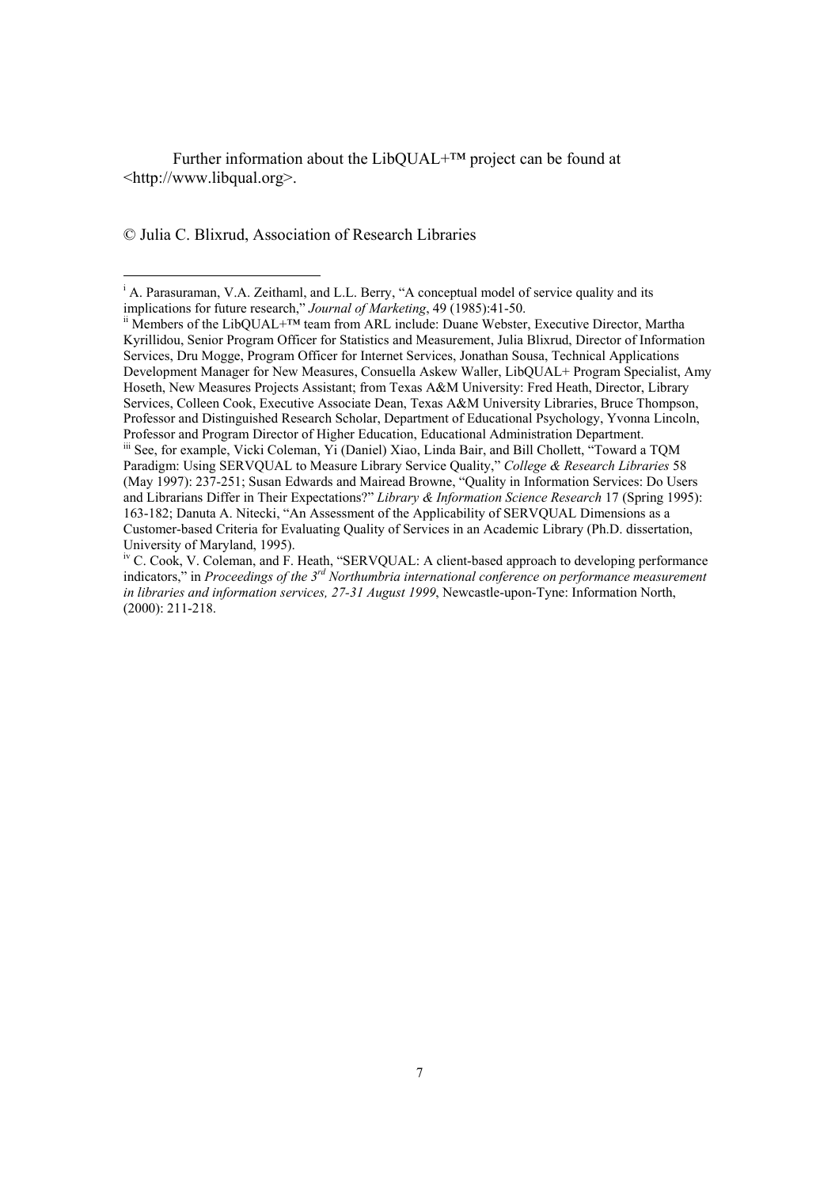Further information about the LibQUAL+™ project can be found at <http://www.libqual.org>.

© Julia C. Blixrud, Association of Research Libraries

---

[i] A. Parasuraman, V.A. Zeithaml, and L.L. Berry, "A conceptual model of service quality and its implications for future research," *Journal of Marketing*, 49 (1985):41-50.

[ii] Members of the LibQUAL+™ team from ARL include: Duane Webster, Executive Director, Martha Kyrillidou, Senior Program Officer for Statistics and Measurement, Julia Blixrud, Director of Information Services, Dru Mogge, Program Officer for Internet Services, Jonathan Sousa, Technical Applications Development Manager for New Measures, Consuella Askew Waller, LibQUAL+ Program Specialist, Amy Hoseth, New Measures Projects Assistant; from Texas A&M University: Fred Heath, Director, Library Services, Colleen Cook, Executive Associate Dean, Texas A&M University Libraries, Bruce Thompson, Professor and Distinguished Research Scholar, Department of Educational Psychology, Yvonna Lincoln, Professor and Program Director of Higher Education, Educational Administration Department.

[iii] See, for example, Vicki Coleman, Yi (Daniel) Xiao, Linda Bair, and Bill Chollett, "Toward a TQM Paradigm: Using SERVQUAL to Measure Library Service Quality," *College & Research Libraries* 58 (May 1997): 237-251; Susan Edwards and Mairead Browne, "Quality in Information Services: Do Users and Librarians Differ in Their Expectations?" *Library & Information Science Research* 17 (Spring 1995): 163-182; Danuta A. Nitecki, "An Assessment of the Applicability of SERVQUAL Dimensions as a Customer-based Criteria for Evaluating Quality of Services in an Academic Library (Ph.D. dissertation, University of Maryland, 1995).

[iv] C. Cook, V. Coleman, and F. Heath, "SERVQUAL: A client-based approach to developing performance indicators," in *Proceedings of the 3rd Northumbria international conference on performance measurement in libraries and information services, 27-31 August 1999*, Newcastle-upon-Tyne: Information North, (2000): 211-218.